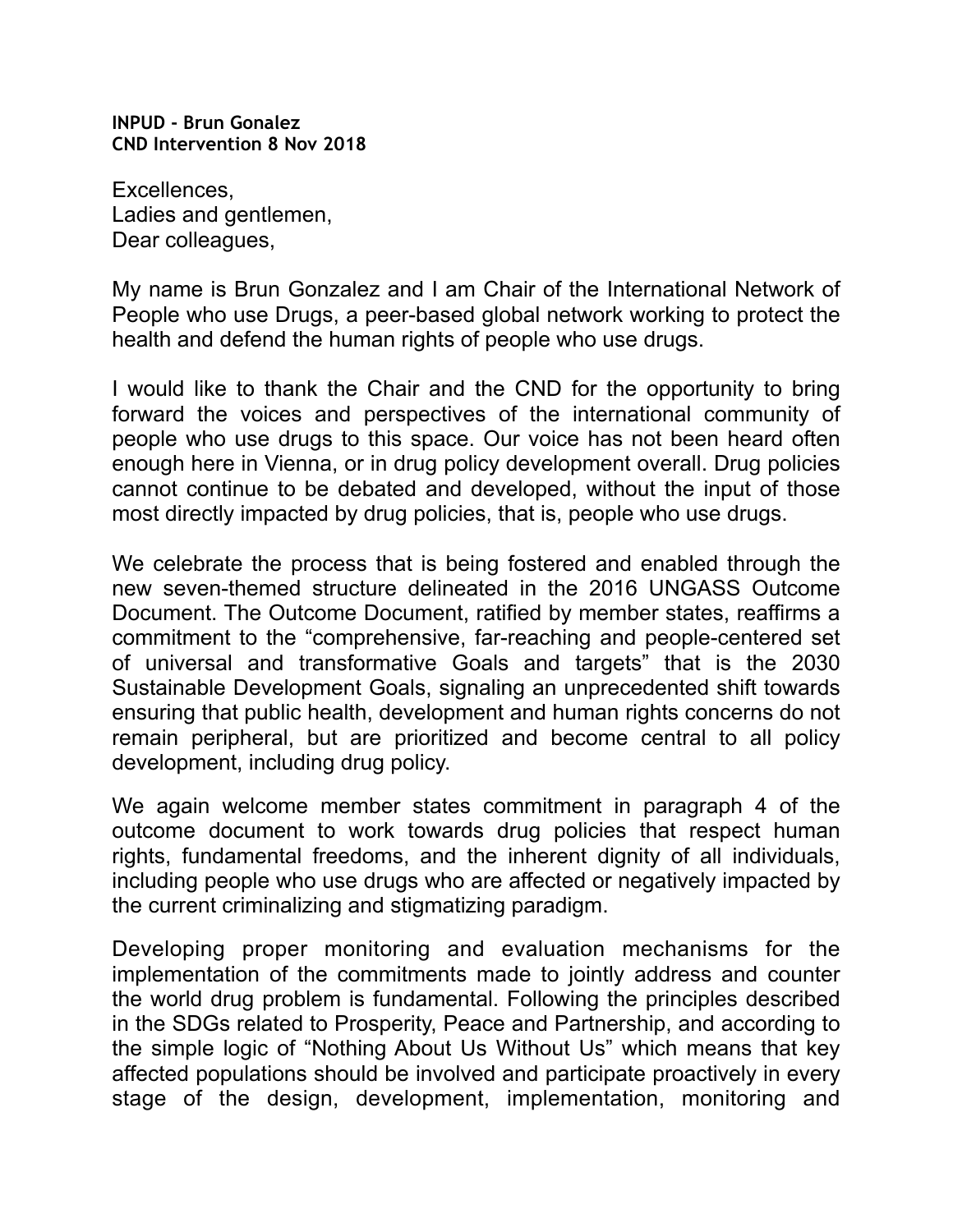**INPUD - Brun Gonalez**
**CND Intervention 8 Nov 2018**

Excellences,
Ladies and gentlemen,
Dear colleagues,

My name is Brun Gonzalez and I am Chair of the International Network of People who use Drugs, a peer-based global network working to protect the health and defend the human rights of people who use drugs.

I would like to thank the Chair and the CND for the opportunity to bring forward the voices and perspectives of the international community of people who use drugs to this space. Our voice has not been heard often enough here in Vienna, or in drug policy development overall. Drug policies cannot continue to be debated and developed, without the input of those most directly impacted by drug policies, that is, people who use drugs.

We celebrate the process that is being fostered and enabled through the new seven-themed structure delineated in the 2016 UNGASS Outcome Document. The Outcome Document, ratified by member states, reaffirms a commitment to the "comprehensive, far-reaching and people-centered set of universal and transformative Goals and targets" that is the 2030 Sustainable Development Goals, signaling an unprecedented shift towards ensuring that public health, development and human rights concerns do not remain peripheral, but are prioritized and become central to all policy development, including drug policy.

We again welcome member states commitment in paragraph 4 of the outcome document to work towards drug policies that respect human rights, fundamental freedoms, and the inherent dignity of all individuals, including people who use drugs who are affected or negatively impacted by the current criminalizing and stigmatizing paradigm.

Developing proper monitoring and evaluation mechanisms for the implementation of the commitments made to jointly address and counter the world drug problem is fundamental. Following the principles described in the SDGs related to Prosperity, Peace and Partnership, and according to the simple logic of "Nothing About Us Without Us" which means that key affected populations should be involved and participate proactively in every stage of the design, development, implementation, monitoring and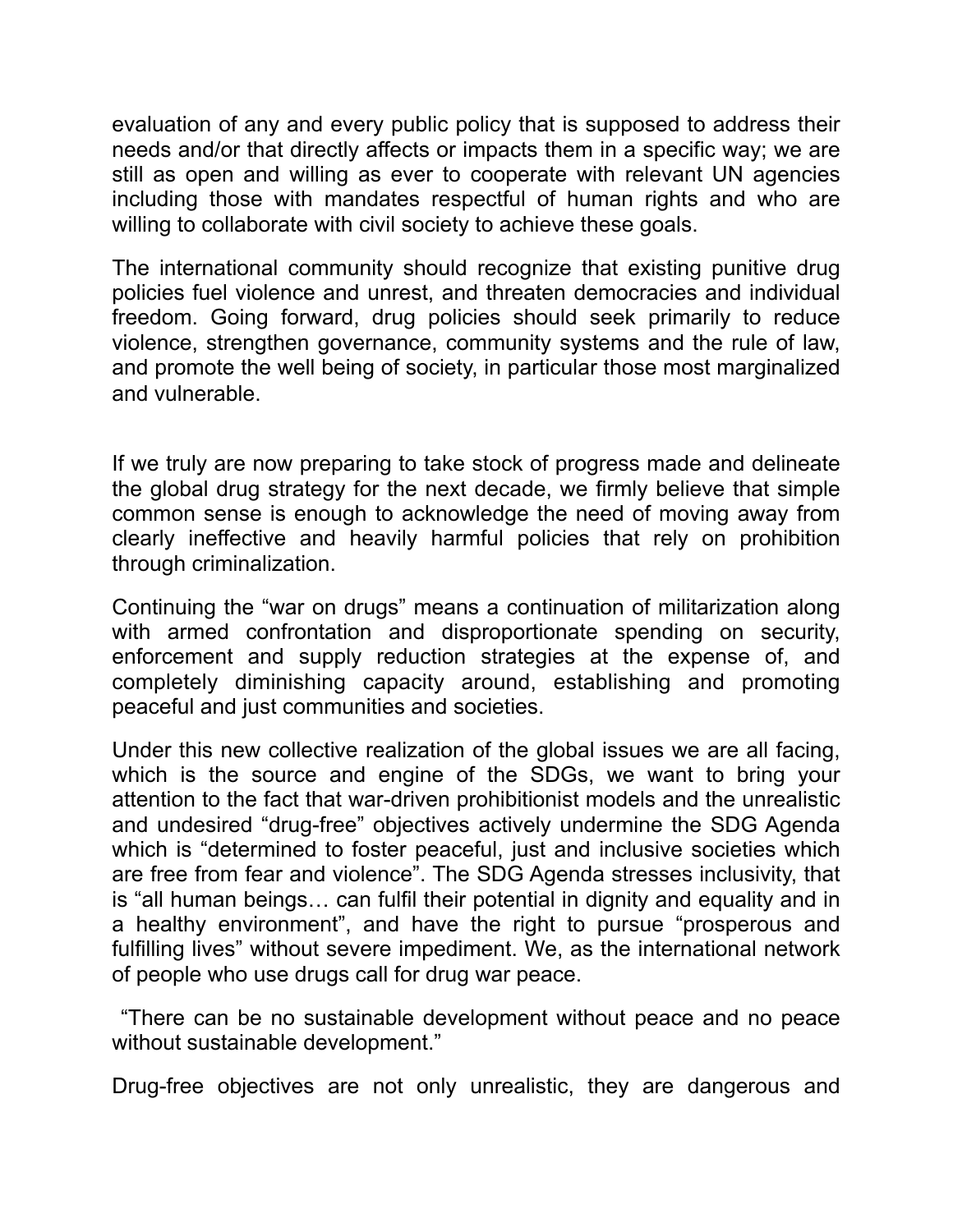evaluation of any and every public policy that is supposed to address their needs and/or that directly affects or impacts them in a specific way; we are still as open and willing as ever to cooperate with relevant UN agencies including those with mandates respectful of human rights and who are willing to collaborate with civil society to achieve these goals.

The international community should recognize that existing punitive drug policies fuel violence and unrest, and threaten democracies and individual freedom. Going forward, drug policies should seek primarily to reduce violence, strengthen governance, community systems and the rule of law, and promote the well being of society, in particular those most marginalized and vulnerable.

If we truly are now preparing to take stock of progress made and delineate the global drug strategy for the next decade, we firmly believe that simple common sense is enough to acknowledge the need of moving away from clearly ineffective and heavily harmful policies that rely on prohibition through criminalization.

Continuing the “war on drugs” means a continuation of militarization along with armed confrontation and disproportionate spending on security, enforcement and supply reduction strategies at the expense of, and completely diminishing capacity around, establishing and promoting peaceful and just communities and societies.

Under this new collective realization of the global issues we are all facing, which is the source and engine of the SDGs, we want to bring your attention to the fact that war-driven prohibitionist models and the unrealistic and undesired “drug-free” objectives actively undermine the SDG Agenda which is “determined to foster peaceful, just and inclusive societies which are free from fear and violence”. The SDG Agenda stresses inclusivity, that is “all human beings… can fulfil their potential in dignity and equality and in a healthy environment”, and have the right to pursue “prosperous and fulfilling lives” without severe impediment. We, as the international network of people who use drugs call for drug war peace.

“There can be no sustainable development without peace and no peace without sustainable development.”

Drug-free objectives are not only unrealistic, they are dangerous and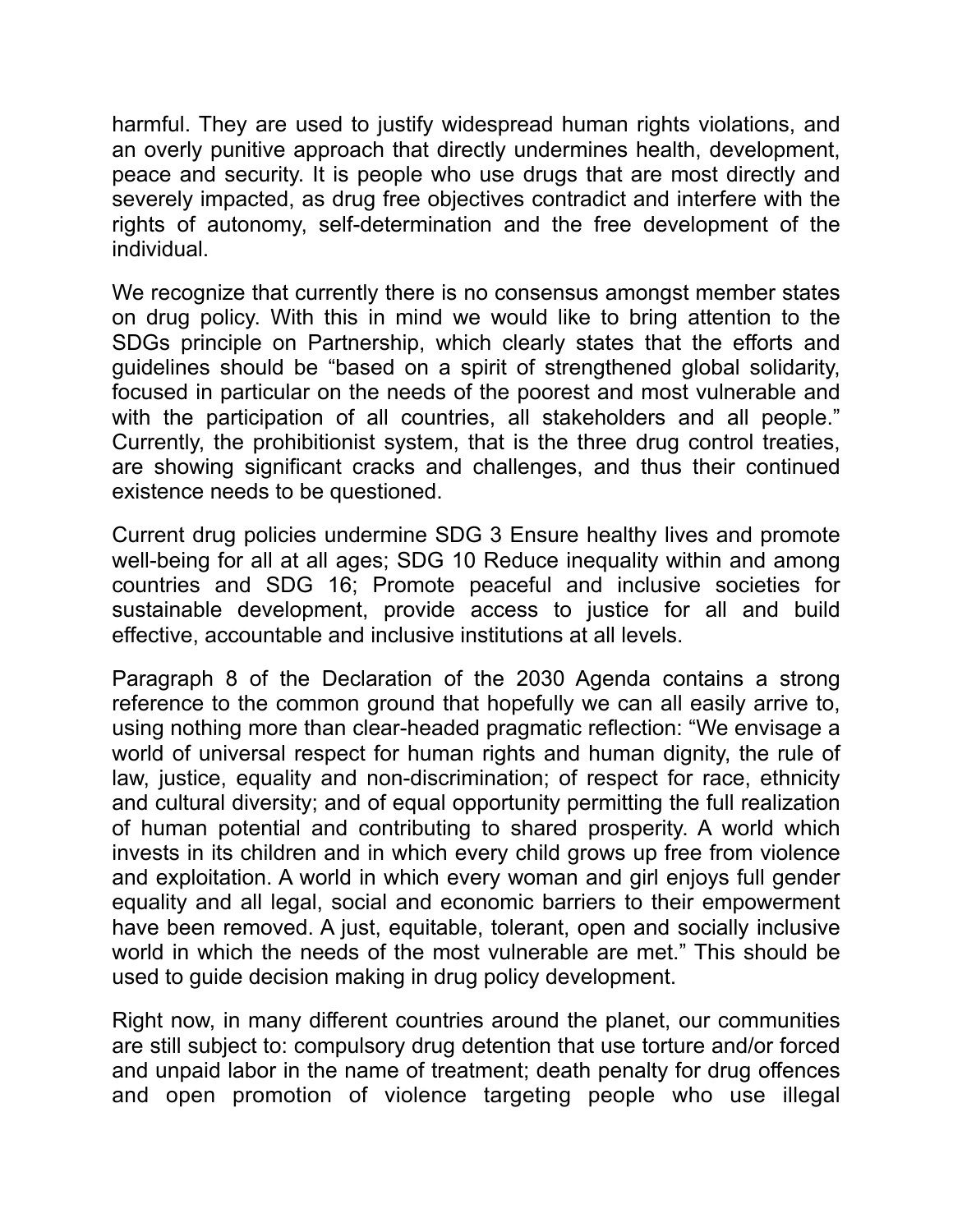harmful. They are used to justify widespread human rights violations, and an overly punitive approach that directly undermines health, development, peace and security. It is people who use drugs that are most directly and severely impacted, as drug free objectives contradict and interfere with the rights of autonomy, self-determination and the free development of the individual.

We recognize that currently there is no consensus amongst member states on drug policy. With this in mind we would like to bring attention to the SDGs principle on Partnership, which clearly states that the efforts and guidelines should be "based on a spirit of strengthened global solidarity, focused in particular on the needs of the poorest and most vulnerable and with the participation of all countries, all stakeholders and all people." Currently, the prohibitionist system, that is the three drug control treaties, are showing significant cracks and challenges, and thus their continued existence needs to be questioned.

Current drug policies undermine SDG 3 Ensure healthy lives and promote well-being for all at all ages; SDG 10 Reduce inequality within and among countries and SDG 16; Promote peaceful and inclusive societies for sustainable development, provide access to justice for all and build effective, accountable and inclusive institutions at all levels.

Paragraph 8 of the Declaration of the 2030 Agenda contains a strong reference to the common ground that hopefully we can all easily arrive to, using nothing more than clear-headed pragmatic reflection: "We envisage a world of universal respect for human rights and human dignity, the rule of law, justice, equality and non-discrimination; of respect for race, ethnicity and cultural diversity; and of equal opportunity permitting the full realization of human potential and contributing to shared prosperity. A world which invests in its children and in which every child grows up free from violence and exploitation. A world in which every woman and girl enjoys full gender equality and all legal, social and economic barriers to their empowerment have been removed. A just, equitable, tolerant, open and socially inclusive world in which the needs of the most vulnerable are met." This should be used to guide decision making in drug policy development.

Right now, in many different countries around the planet, our communities are still subject to: compulsory drug detention that use torture and/or forced and unpaid labor in the name of treatment; death penalty for drug offences and open promotion of violence targeting people who use illegal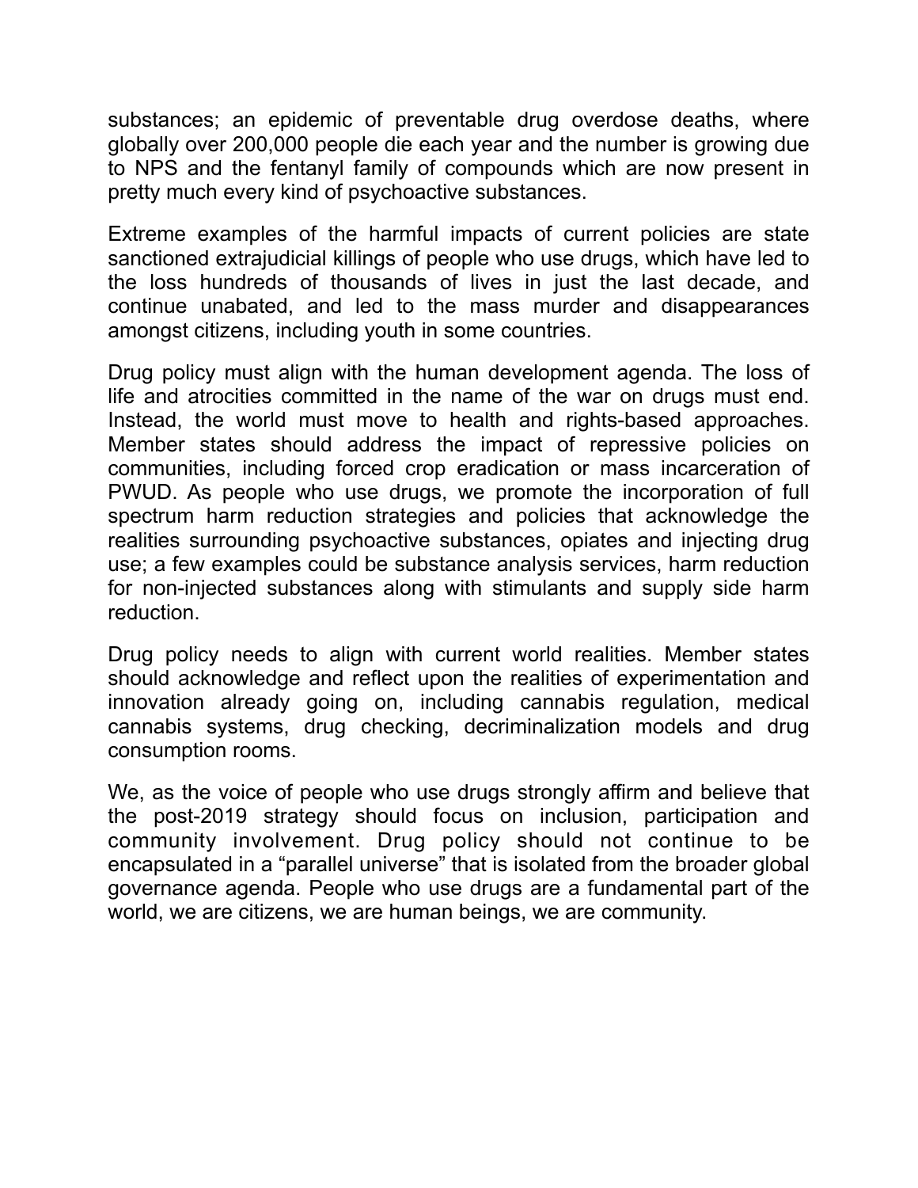substances; an epidemic of preventable drug overdose deaths, where globally over 200,000 people die each year and the number is growing due to NPS and the fentanyl family of compounds which are now present in pretty much every kind of psychoactive substances.

Extreme examples of the harmful impacts of current policies are state sanctioned extrajudicial killings of people who use drugs, which have led to the loss hundreds of thousands of lives in just the last decade, and continue unabated, and led to the mass murder and disappearances amongst citizens, including youth in some countries.

Drug policy must align with the human development agenda. The loss of life and atrocities committed in the name of the war on drugs must end. Instead, the world must move to health and rights-based approaches. Member states should address the impact of repressive policies on communities, including forced crop eradication or mass incarceration of PWUD. As people who use drugs, we promote the incorporation of full spectrum harm reduction strategies and policies that acknowledge the realities surrounding psychoactive substances, opiates and injecting drug use; a few examples could be substance analysis services, harm reduction for non-injected substances along with stimulants and supply side harm reduction.

Drug policy needs to align with current world realities. Member states should acknowledge and reflect upon the realities of experimentation and innovation already going on, including cannabis regulation, medical cannabis systems, drug checking, decriminalization models and drug consumption rooms.

We, as the voice of people who use drugs strongly affirm and believe that the post-2019 strategy should focus on inclusion, participation and community involvement. Drug policy should not continue to be encapsulated in a "parallel universe" that is isolated from the broader global governance agenda. People who use drugs are a fundamental part of the world, we are citizens, we are human beings, we are community.